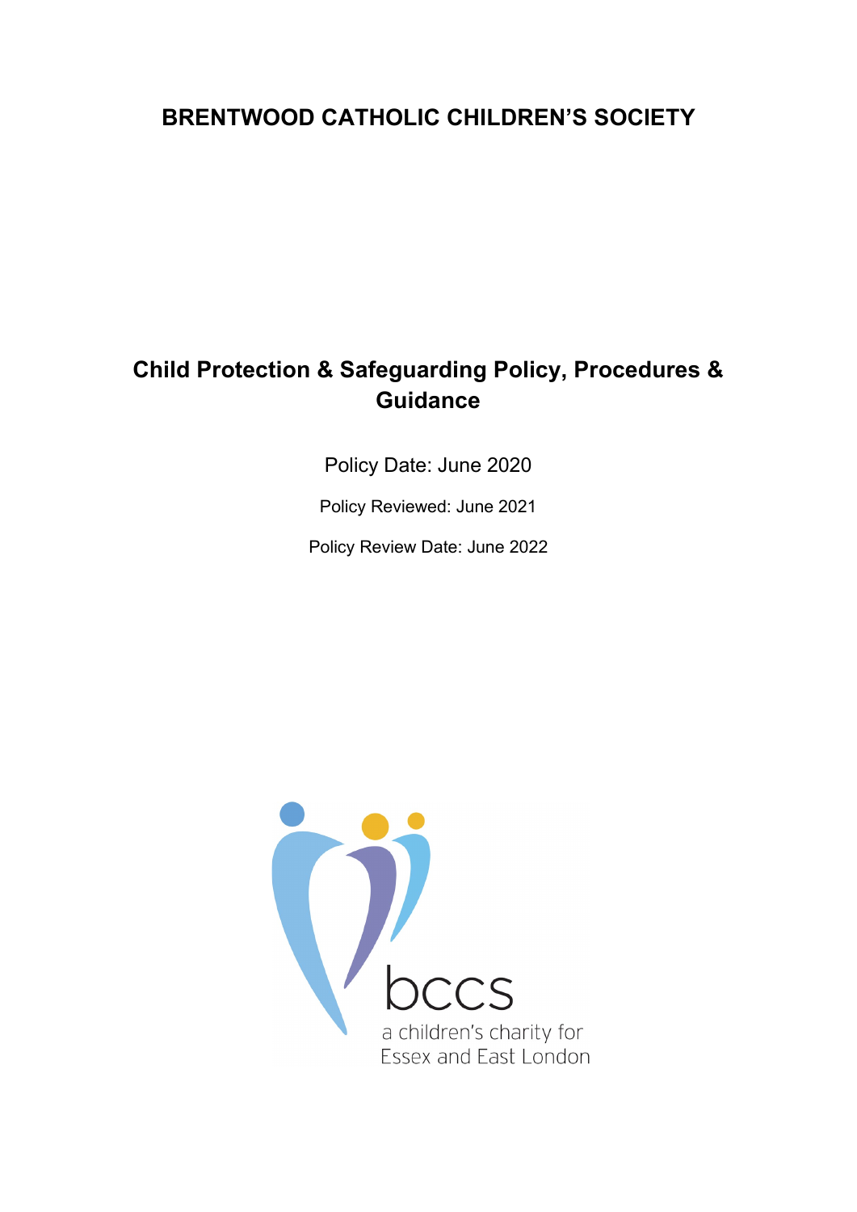# BRENTWOOD CATHOLIC CHILDREN'S SOCIETY

## Child Protection & Safeguarding Policy, Procedures & Guidance

Policy Date: June 2020

Policy Reviewed: June 2021

Policy Review Date: June 2022

bccs

a children's charity for Essex and East London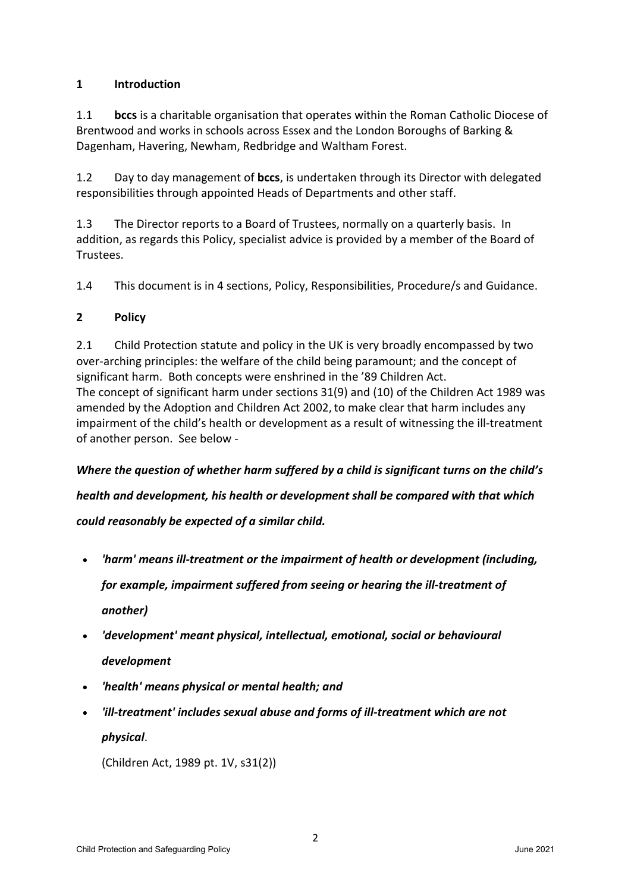## 1 Introduction

1.1 **bccs** is a charitable organisation that operates within the Roman Catholic Diocese of Brentwood and works in schools across Essex and the London Boroughs of Barking & Dagenham, Havering, Newham, Redbridge and Waltham Forest.

1.2 Day to day management of **bccs**, is undertaken through its Director with delegated responsibilities through appointed Heads of Departments and other staff.

1.3 The Director reports to a Board of Trustees, normally on a quarterly basis. In addition, as regards this Policy, specialist advice is provided by a member of the Board of Trustees.

1.4 This document is in 4 sections, Policy, Responsibilities, Procedure/s and Guidance.

## 2 Policy

2.1 Child Protection statute and policy in the UK is very broadly encompassed by two over-arching principles: the welfare of the child being paramount; and the concept of significant harm. Both concepts were enshrined in the '89 Children Act.
The concept of significant harm under sections 31(9) and (10) of the Children Act 1989 was amended by the Adoption and Children Act 2002, to make clear that harm includes any impairment of the child's health or development as a result of witnessing the ill-treatment of another person. See below -

***Where the question of whether harm suffered by a child is significant turns on the child's health and development, his health or development shall be compared with that which could reasonably be expected of a similar child.***

- ***'harm' means ill-treatment or the impairment of health or development (including, for example, impairment suffered from seeing or hearing the ill-treatment of another)***
- ***'development' meant physical, intellectual, emotional, social or behavioural development***
- ***'health' means physical or mental health; and***
- ***'ill-treatment' includes sexual abuse and forms of ill-treatment which are not physical***.

(Children Act, 1989 pt. 1V, s31(2))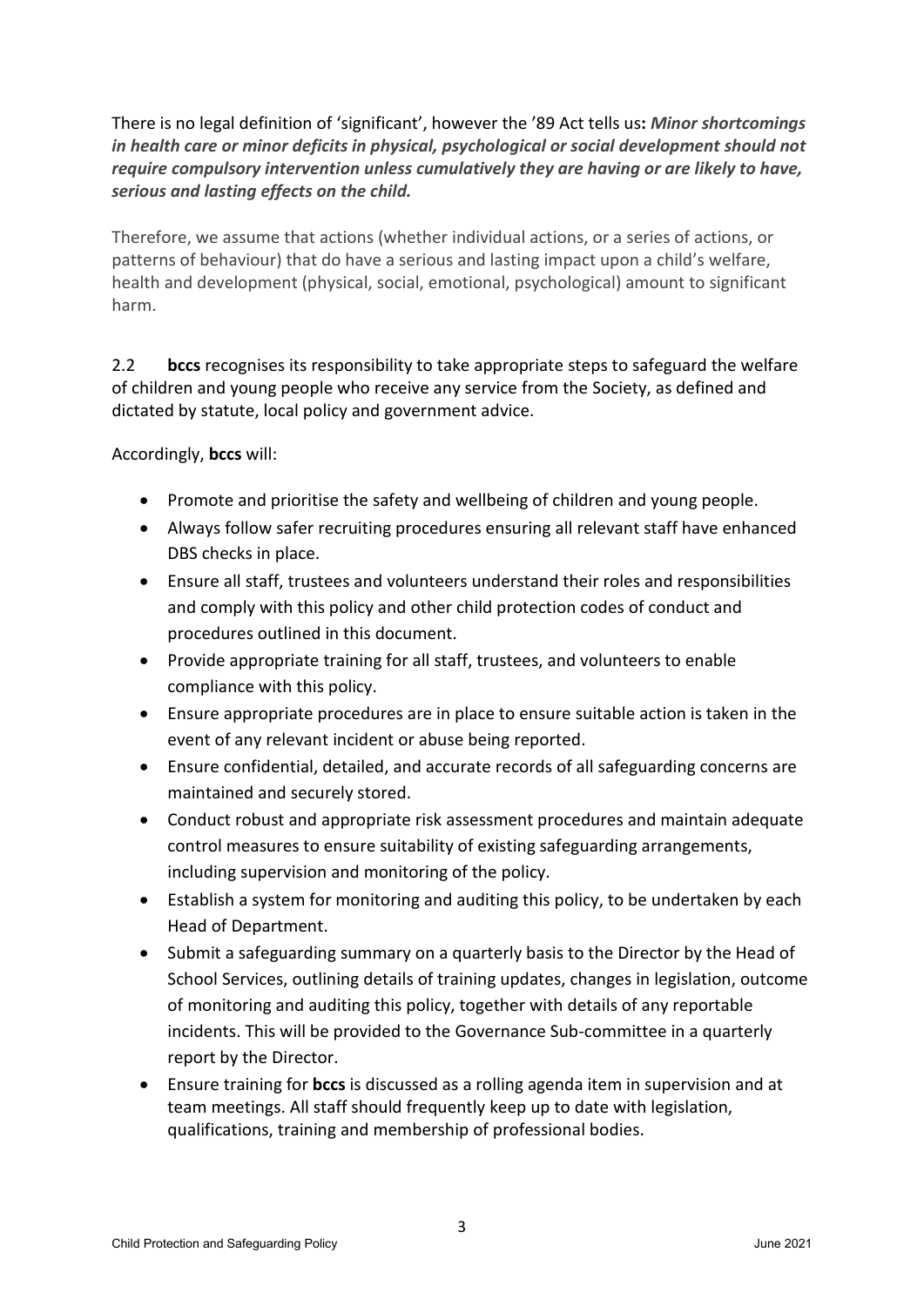There is no legal definition of 'significant', however the '89 Act tells us: ***Minor shortcomings in health care or minor deficits in physical, psychological or social development should not require compulsory intervention unless cumulatively they are having or are likely to have, serious and lasting effects on the child.***

Therefore, we assume that actions (whether individual actions, or a series of actions, or patterns of behaviour) that do have a serious and lasting impact upon a child's welfare, health and development (physical, social, emotional, psychological) amount to significant harm.

2.2 **bccs** recognises its responsibility to take appropriate steps to safeguard the welfare of children and young people who receive any service from the Society, as defined and dictated by statute, local policy and government advice.

Accordingly, **bccs** will:

- Promote and prioritise the safety and wellbeing of children and young people.
- Always follow safer recruiting procedures ensuring all relevant staff have enhanced DBS checks in place.
- Ensure all staff, trustees and volunteers understand their roles and responsibilities and comply with this policy and other child protection codes of conduct and procedures outlined in this document.
- Provide appropriate training for all staff, trustees, and volunteers to enable compliance with this policy.
- Ensure appropriate procedures are in place to ensure suitable action is taken in the event of any relevant incident or abuse being reported.
- Ensure confidential, detailed, and accurate records of all safeguarding concerns are maintained and securely stored.
- Conduct robust and appropriate risk assessment procedures and maintain adequate control measures to ensure suitability of existing safeguarding arrangements, including supervision and monitoring of the policy.
- Establish a system for monitoring and auditing this policy, to be undertaken by each Head of Department.
- Submit a safeguarding summary on a quarterly basis to the Director by the Head of School Services, outlining details of training updates, changes in legislation, outcome of monitoring and auditing this policy, together with details of any reportable incidents. This will be provided to the Governance Sub-committee in a quarterly report by the Director.
- Ensure training for **bccs** is discussed as a rolling agenda item in supervision and at team meetings. All staff should frequently keep up to date with legislation, qualifications, training and membership of professional bodies.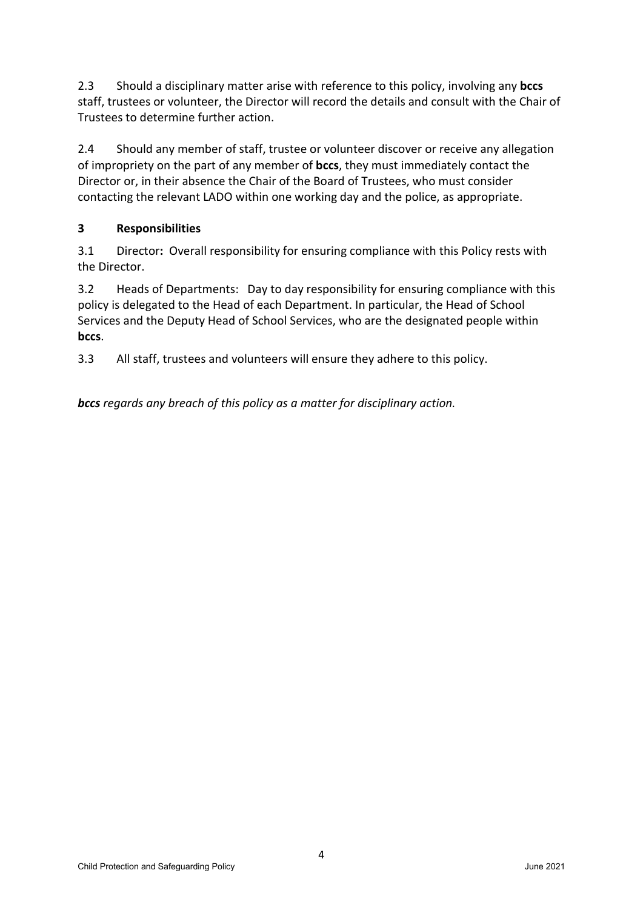2.3 Should a disciplinary matter arise with reference to this policy, involving any **bccs** staff, trustees or volunteer, the Director will record the details and consult with the Chair of Trustees to determine further action.

2.4 Should any member of staff, trustee or volunteer discover or receive any allegation of impropriety on the part of any member of **bccs**, they must immediately contact the Director or, in their absence the Chair of the Board of Trustees, who must consider contacting the relevant LADO within one working day and the police, as appropriate.

## 3 Responsibilities

3.1 Director**:** Overall responsibility for ensuring compliance with this Policy rests with the Director.

3.2 Heads of Departments: Day to day responsibility for ensuring compliance with this policy is delegated to the Head of each Department. In particular, the Head of School Services and the Deputy Head of School Services, who are the designated people within **bccs**.

3.3 All staff, trustees and volunteers will ensure they adhere to this policy.

***bccs** regards any breach of this policy as a matter for disciplinary action.*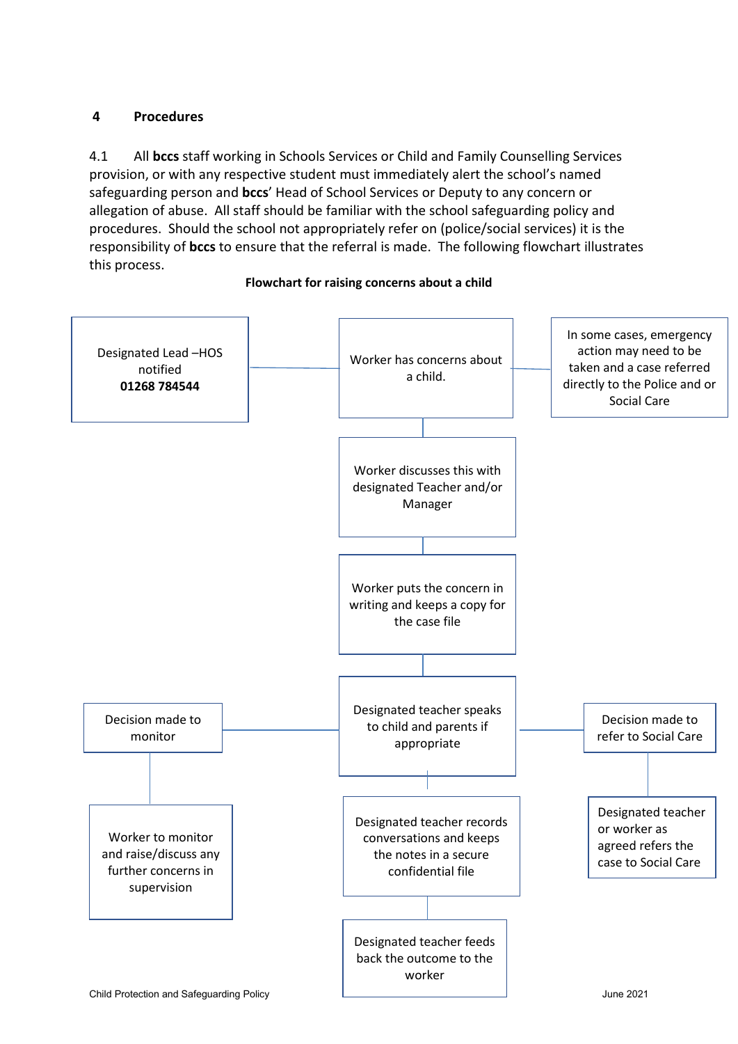## 4 Procedures

4.1 All **bccs** staff working in Schools Services or Child and Family Counselling Services provision, or with any respective student must immediately alert the school's named safeguarding person and **bccs**' Head of School Services or Deputy to any concern or allegation of abuse. All staff should be familiar with the school safeguarding policy and procedures. Should the school not appropriately refer on (police/social services) it is the responsibility of **bccs** to ensure that the referral is made. The following flowchart illustrates this process.

**Flowchart for raising concerns about a child**

Worker has concerns about a child.

- Designated Lead –HOS notified **01268 784544**
- In some cases, emergency action may need to be taken and a case referred directly to the Police and or Social Care

Worker discusses this with designated Teacher and/or Manager

Worker puts the concern in writing and keeps a copy for the case file

Designated teacher speaks to child and parents if appropriate

- Decision made to monitor → Worker to monitor and raise/discuss any further concerns in supervision
- Decision made to refer to Social Care → Designated teacher or worker as agreed refers the case to Social Care

Designated teacher records conversations and keeps the notes in a secure confidential file

Designated teacher feeds back the outcome to the worker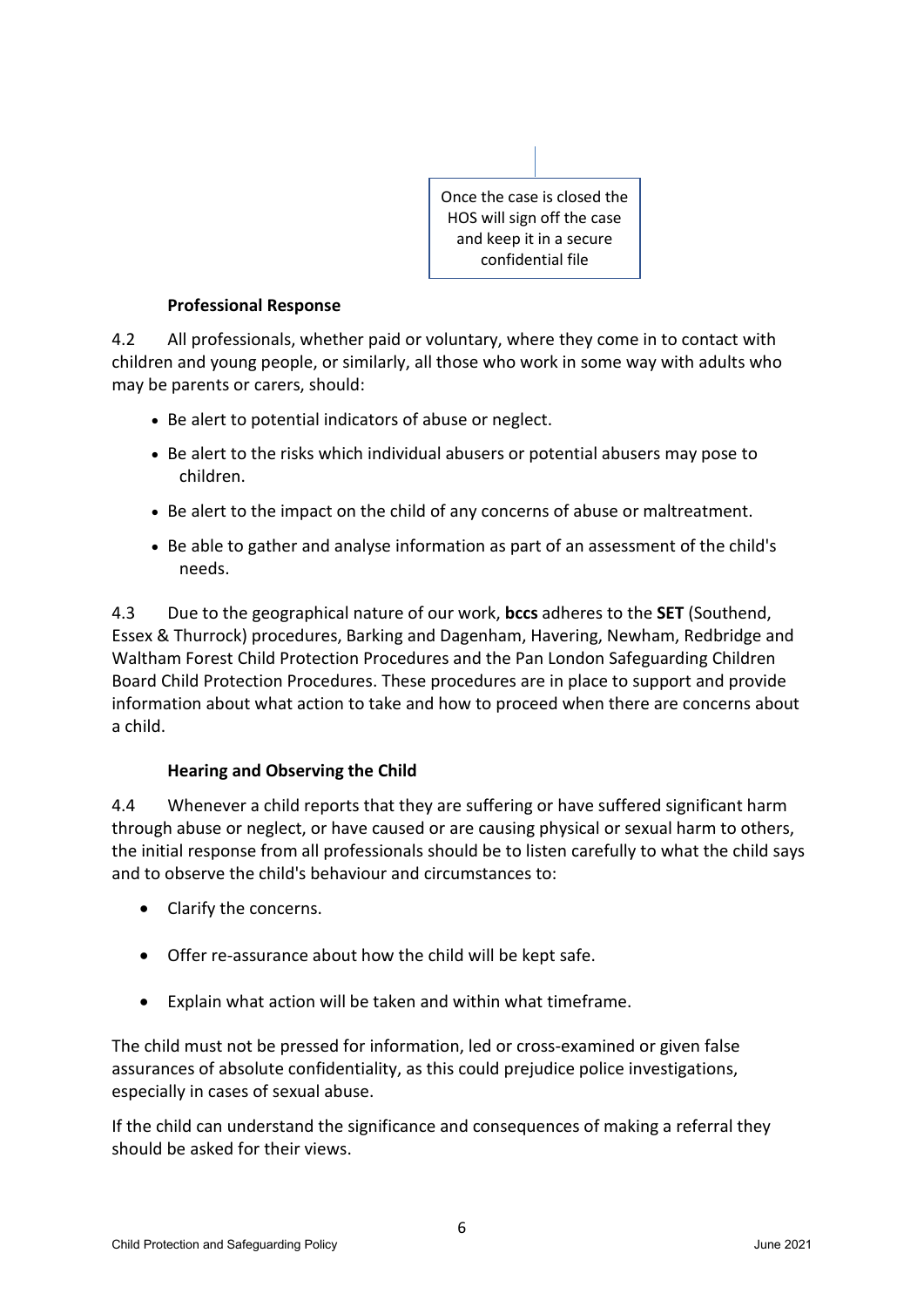Once the case is closed the HOS will sign off the case and keep it in a secure confidential file

**Professional Response**

4.2 All professionals, whether paid or voluntary, where they come in to contact with children and young people, or similarly, all those who work in some way with adults who may be parents or carers, should:

- Be alert to potential indicators of abuse or neglect.
- Be alert to the risks which individual abusers or potential abusers may pose to children.
- Be alert to the impact on the child of any concerns of abuse or maltreatment.
- Be able to gather and analyse information as part of an assessment of the child's needs.

4.3 Due to the geographical nature of our work, **bccs** adheres to the **SET** (Southend, Essex & Thurrock) procedures, Barking and Dagenham, Havering, Newham, Redbridge and Waltham Forest Child Protection Procedures and the Pan London Safeguarding Children Board Child Protection Procedures. These procedures are in place to support and provide information about what action to take and how to proceed when there are concerns about a child.

**Hearing and Observing the Child**

4.4 Whenever a child reports that they are suffering or have suffered significant harm through abuse or neglect, or have caused or are causing physical or sexual harm to others, the initial response from all professionals should be to listen carefully to what the child says and to observe the child's behaviour and circumstances to:

- Clarify the concerns.
- Offer re-assurance about how the child will be kept safe.
- Explain what action will be taken and within what timeframe.

The child must not be pressed for information, led or cross-examined or given false assurances of absolute confidentiality, as this could prejudice police investigations, especially in cases of sexual abuse.

If the child can understand the significance and consequences of making a referral they should be asked for their views.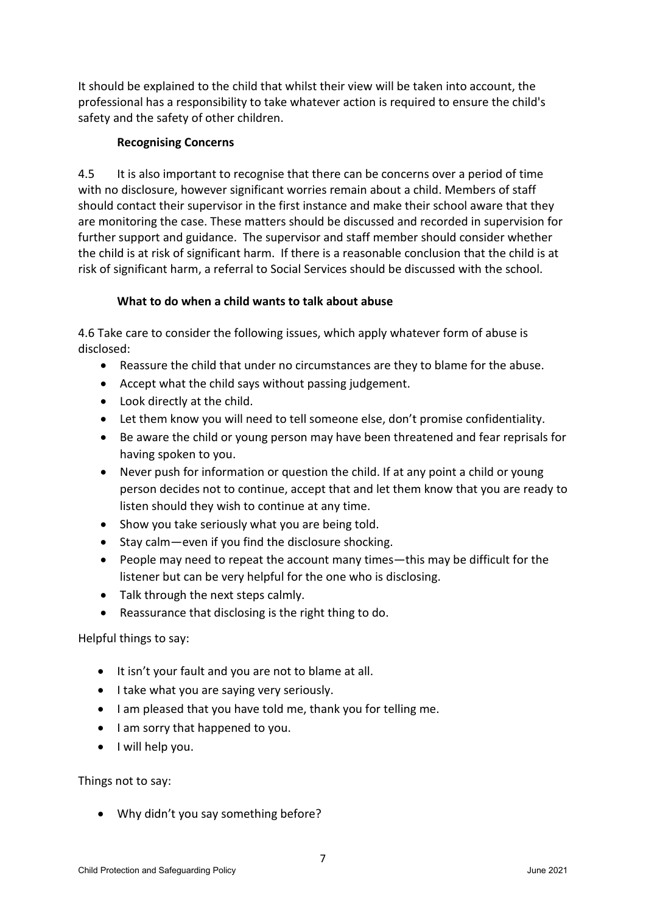It should be explained to the child that whilst their view will be taken into account, the professional has a responsibility to take whatever action is required to ensure the child's safety and the safety of other children.

### Recognising Concerns

4.5 It is also important to recognise that there can be concerns over a period of time with no disclosure, however significant worries remain about a child. Members of staff should contact their supervisor in the first instance and make their school aware that they are monitoring the case. These matters should be discussed and recorded in supervision for further support and guidance. The supervisor and staff member should consider whether the child is at risk of significant harm. If there is a reasonable conclusion that the child is at risk of significant harm, a referral to Social Services should be discussed with the school.

### What to do when a child wants to talk about abuse

4.6 Take care to consider the following issues, which apply whatever form of abuse is disclosed:

- Reassure the child that under no circumstances are they to blame for the abuse.
- Accept what the child says without passing judgement.
- Look directly at the child.
- Let them know you will need to tell someone else, don't promise confidentiality.
- Be aware the child or young person may have been threatened and fear reprisals for having spoken to you.
- Never push for information or question the child. If at any point a child or young person decides not to continue, accept that and let them know that you are ready to listen should they wish to continue at any time.
- Show you take seriously what you are being told.
- Stay calm—even if you find the disclosure shocking.
- People may need to repeat the account many times—this may be difficult for the listener but can be very helpful for the one who is disclosing.
- Talk through the next steps calmly.
- Reassurance that disclosing is the right thing to do.

Helpful things to say:

- It isn't your fault and you are not to blame at all.
- I take what you are saying very seriously.
- I am pleased that you have told me, thank you for telling me.
- I am sorry that happened to you.
- I will help you.

Things not to say:

- Why didn't you say something before?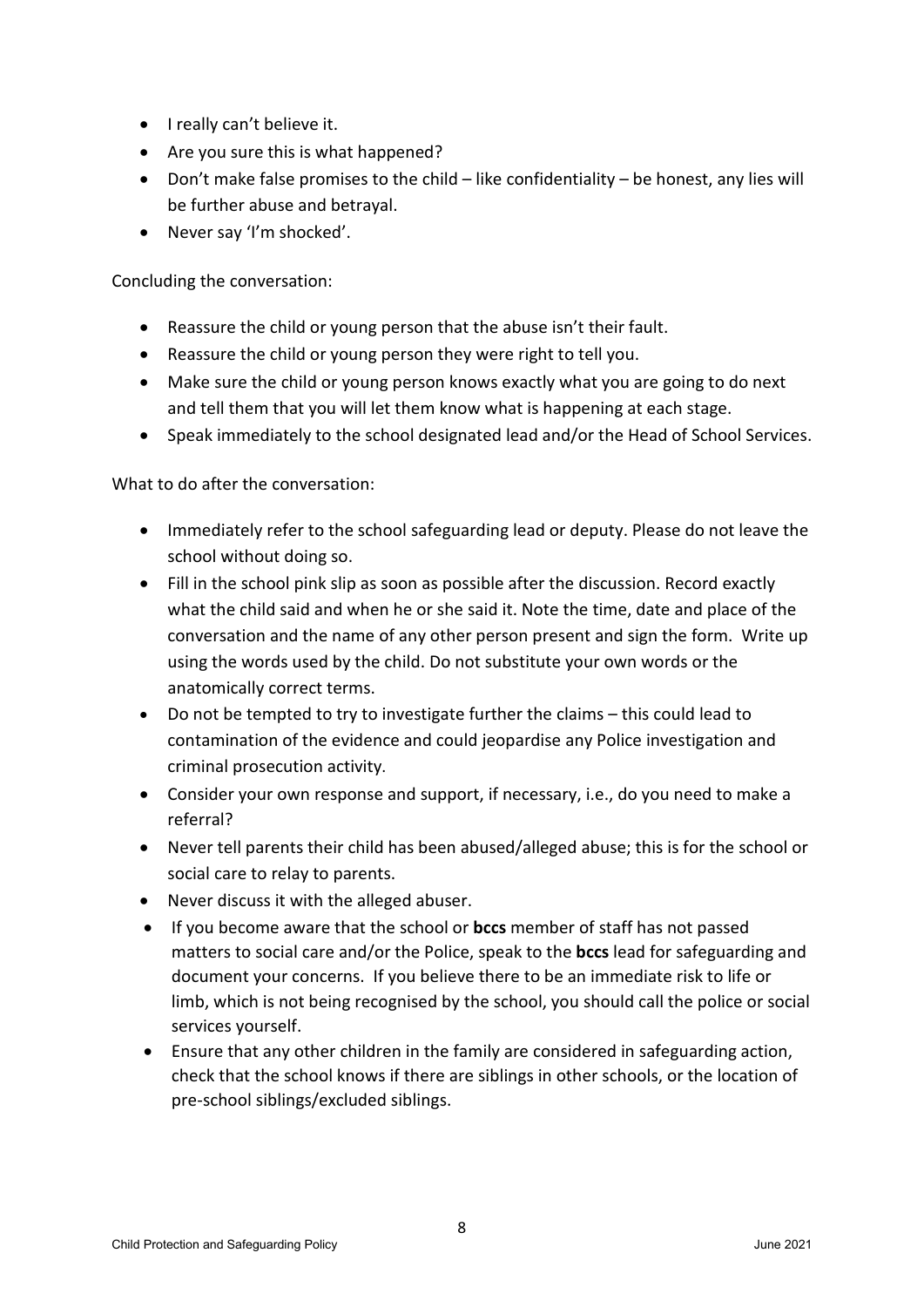- I really can't believe it.
- Are you sure this is what happened?
- Don't make false promises to the child – like confidentiality – be honest, any lies will be further abuse and betrayal.
- Never say 'I'm shocked'.

Concluding the conversation:

- Reassure the child or young person that the abuse isn't their fault.
- Reassure the child or young person they were right to tell you.
- Make sure the child or young person knows exactly what you are going to do next and tell them that you will let them know what is happening at each stage.
- Speak immediately to the school designated lead and/or the Head of School Services.

What to do after the conversation:

- Immediately refer to the school safeguarding lead or deputy. Please do not leave the school without doing so.
- Fill in the school pink slip as soon as possible after the discussion. Record exactly what the child said and when he or she said it. Note the time, date and place of the conversation and the name of any other person present and sign the form. Write up using the words used by the child. Do not substitute your own words or the anatomically correct terms.
- Do not be tempted to try to investigate further the claims – this could lead to contamination of the evidence and could jeopardise any Police investigation and criminal prosecution activity.
- Consider your own response and support, if necessary, i.e., do you need to make a referral?
- Never tell parents their child has been abused/alleged abuse; this is for the school or social care to relay to parents.
- Never discuss it with the alleged abuser.
- If you become aware that the school or **bccs** member of staff has not passed matters to social care and/or the Police, speak to the **bccs** lead for safeguarding and document your concerns. If you believe there to be an immediate risk to life or limb, which is not being recognised by the school, you should call the police or social services yourself.
- Ensure that any other children in the family are considered in safeguarding action, check that the school knows if there are siblings in other schools, or the location of pre-school siblings/excluded siblings.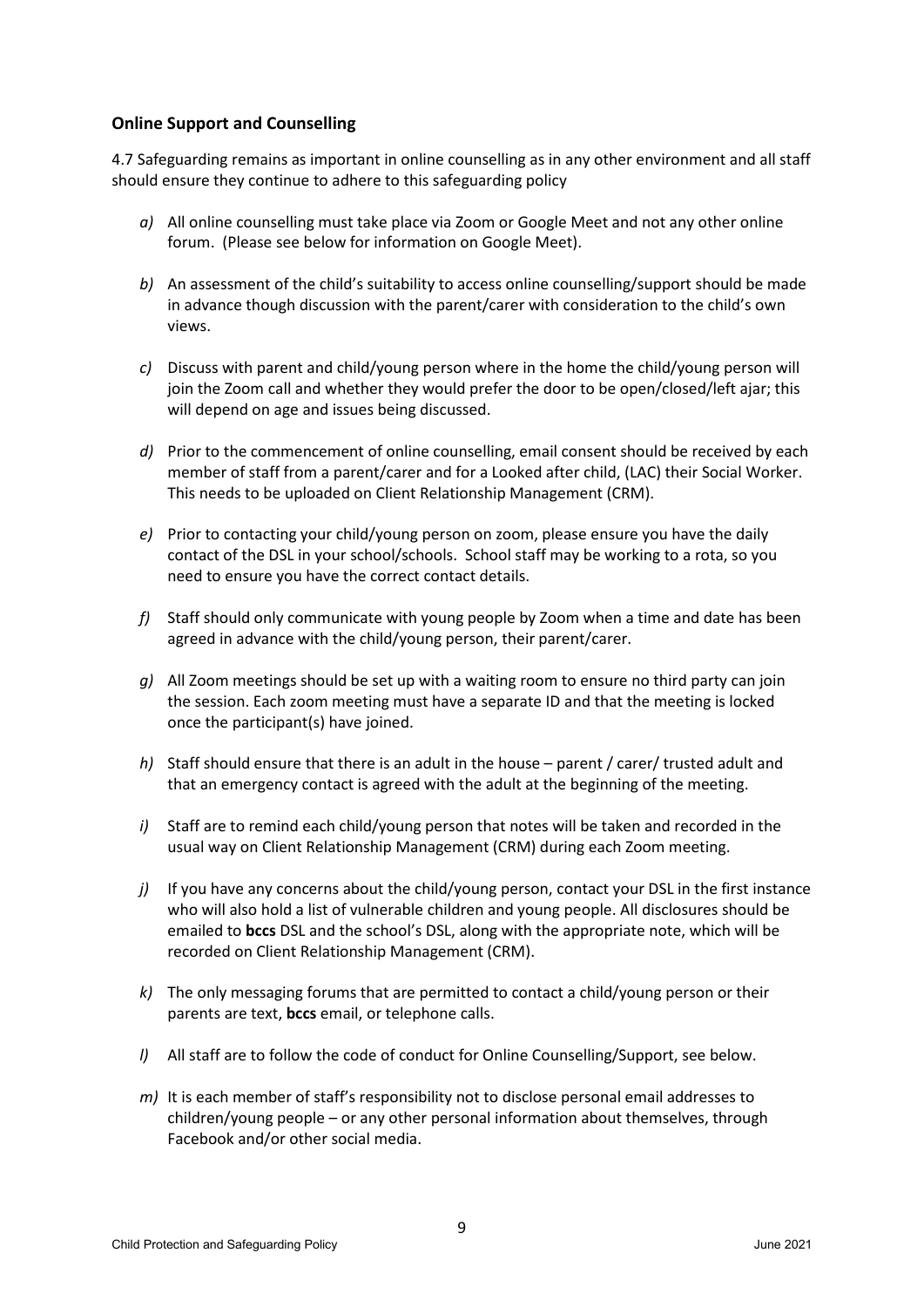## Online Support and Counselling

4.7 Safeguarding remains as important in online counselling as in any other environment and all staff should ensure they continue to adhere to this safeguarding policy

*a)* All online counselling must take place via Zoom or Google Meet and not any other online forum. (Please see below for information on Google Meet).

*b)* An assessment of the child's suitability to access online counselling/support should be made in advance though discussion with the parent/carer with consideration to the child's own views.

*c)* Discuss with parent and child/young person where in the home the child/young person will join the Zoom call and whether they would prefer the door to be open/closed/left ajar; this will depend on age and issues being discussed.

*d)* Prior to the commencement of online counselling, email consent should be received by each member of staff from a parent/carer and for a Looked after child, (LAC) their Social Worker. This needs to be uploaded on Client Relationship Management (CRM).

*e)* Prior to contacting your child/young person on zoom, please ensure you have the daily contact of the DSL in your school/schools. School staff may be working to a rota, so you need to ensure you have the correct contact details.

*f)* Staff should only communicate with young people by Zoom when a time and date has been agreed in advance with the child/young person, their parent/carer.

*g)* All Zoom meetings should be set up with a waiting room to ensure no third party can join the session. Each zoom meeting must have a separate ID and that the meeting is locked once the participant(s) have joined.

*h)* Staff should ensure that there is an adult in the house – parent / carer/ trusted adult and that an emergency contact is agreed with the adult at the beginning of the meeting.

*i)* Staff are to remind each child/young person that notes will be taken and recorded in the usual way on Client Relationship Management (CRM) during each Zoom meeting.

*j)* If you have any concerns about the child/young person, contact your DSL in the first instance who will also hold a list of vulnerable children and young people. All disclosures should be emailed to **bccs** DSL and the school's DSL, along with the appropriate note, which will be recorded on Client Relationship Management (CRM).

*k)* The only messaging forums that are permitted to contact a child/young person or their parents are text, **bccs** email, or telephone calls.

*l)* All staff are to follow the code of conduct for Online Counselling/Support, see below.

*m)* It is each member of staff's responsibility not to disclose personal email addresses to children/young people – or any other personal information about themselves, through Facebook and/or other social media.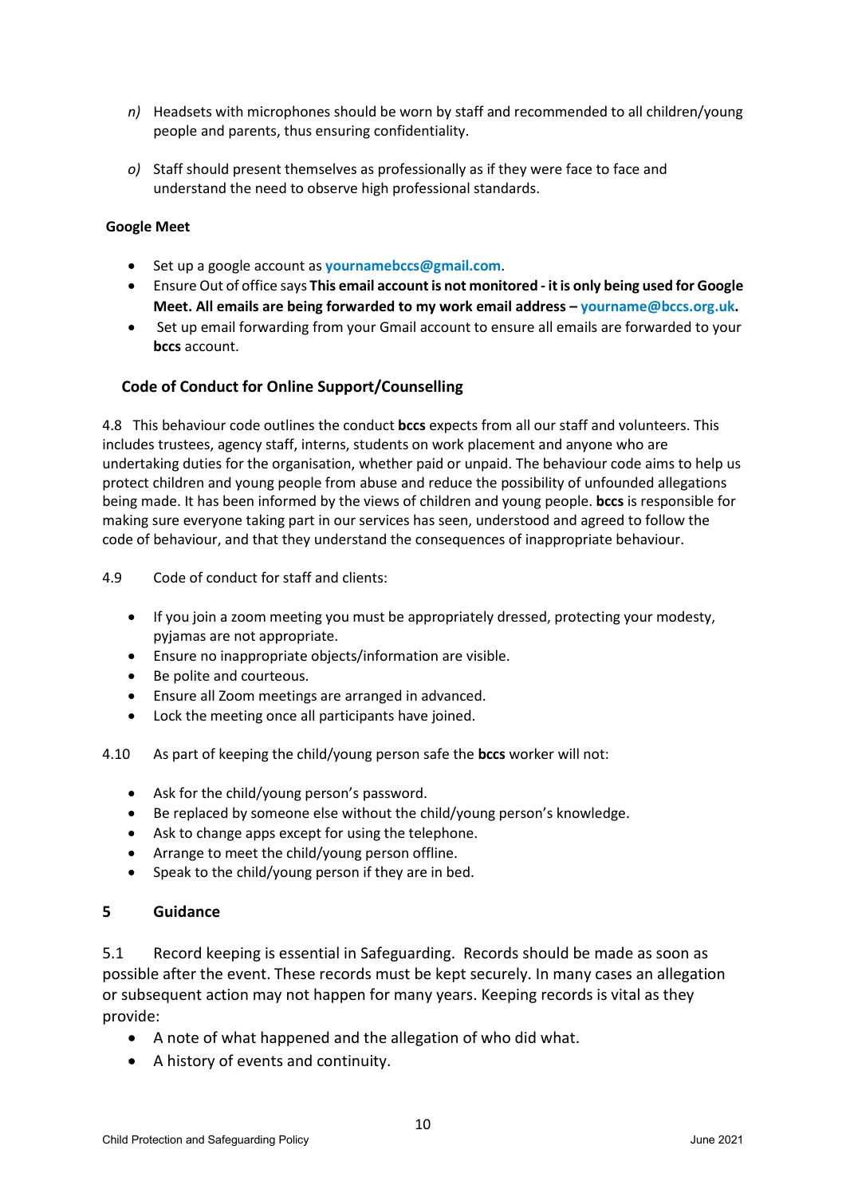*n)* Headsets with microphones should be worn by staff and recommended to all children/young people and parents, thus ensuring confidentiality.

*o)* Staff should present themselves as professionally as if they were face to face and understand the need to observe high professional standards.

**Google Meet**

- Set up a google account as **yournamebccs@gmail.com**.
- Ensure Out of office says **This email account is not monitored - it is only being used for Google Meet. All emails are being forwarded to my work email address – yourname@bccs.org.uk.**
- Set up email forwarding from your Gmail account to ensure all emails are forwarded to your **bccs** account.

### Code of Conduct for Online Support/Counselling

4.8 This behaviour code outlines the conduct **bccs** expects from all our staff and volunteers. This includes trustees, agency staff, interns, students on work placement and anyone who are undertaking duties for the organisation, whether paid or unpaid. The behaviour code aims to help us protect children and young people from abuse and reduce the possibility of unfounded allegations being made. It has been informed by the views of children and young people. **bccs** is responsible for making sure everyone taking part in our services has seen, understood and agreed to follow the code of behaviour, and that they understand the consequences of inappropriate behaviour.

4.9 Code of conduct for staff and clients:

- If you join a zoom meeting you must be appropriately dressed, protecting your modesty, pyjamas are not appropriate.
- Ensure no inappropriate objects/information are visible.
- Be polite and courteous.
- Ensure all Zoom meetings are arranged in advanced.
- Lock the meeting once all participants have joined.

4.10 As part of keeping the child/young person safe the **bccs** worker will not:

- Ask for the child/young person's password.
- Be replaced by someone else without the child/young person's knowledge.
- Ask to change apps except for using the telephone.
- Arrange to meet the child/young person offline.
- Speak to the child/young person if they are in bed.

## 5 Guidance

5.1 Record keeping is essential in Safeguarding. Records should be made as soon as possible after the event. These records must be kept securely. In many cases an allegation or subsequent action may not happen for many years. Keeping records is vital as they provide:

- A note of what happened and the allegation of who did what.
- A history of events and continuity.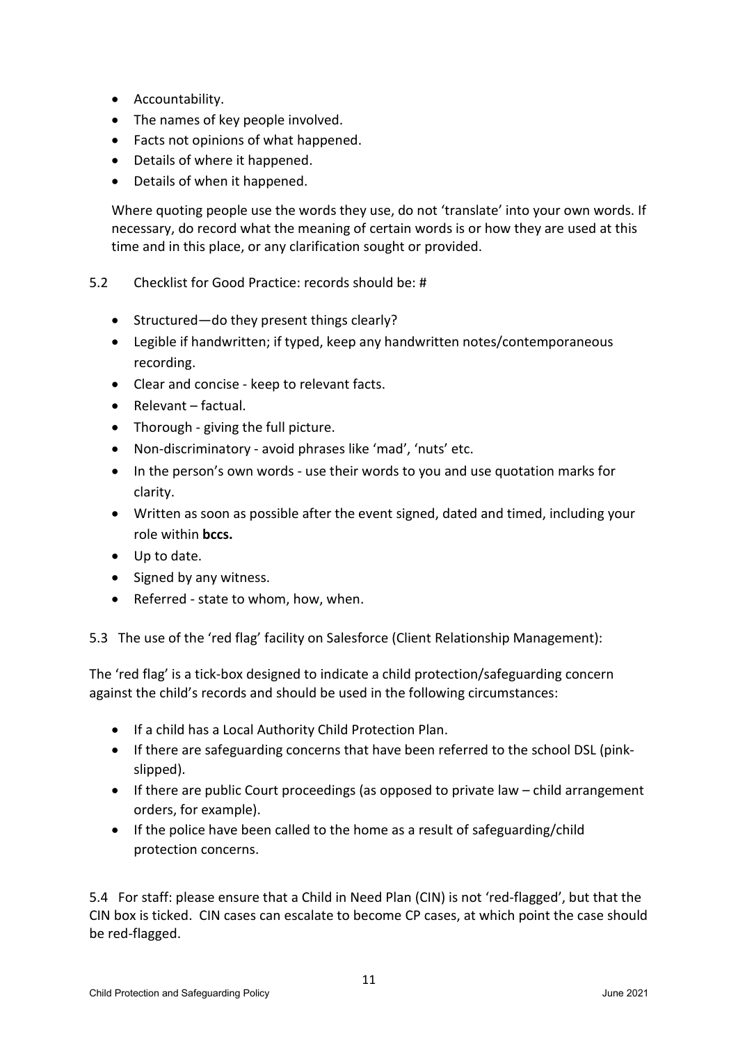- Accountability.
- The names of key people involved.
- Facts not opinions of what happened.
- Details of where it happened.
- Details of when it happened.

Where quoting people use the words they use, do not 'translate' into your own words. If necessary, do record what the meaning of certain words is or how they are used at this time and in this place, or any clarification sought or provided.

5.2 Checklist for Good Practice: records should be: #

- Structured—do they present things clearly?
- Legible if handwritten; if typed, keep any handwritten notes/contemporaneous recording.
- Clear and concise - keep to relevant facts.
- Relevant – factual.
- Thorough - giving the full picture.
- Non-discriminatory - avoid phrases like 'mad', 'nuts' etc.
- In the person's own words - use their words to you and use quotation marks for clarity.
- Written as soon as possible after the event signed, dated and timed, including your role within **bccs.**
- Up to date.
- Signed by any witness.
- Referred - state to whom, how, when.

5.3 The use of the 'red flag' facility on Salesforce (Client Relationship Management):

The 'red flag' is a tick-box designed to indicate a child protection/safeguarding concern against the child's records and should be used in the following circumstances:

- If a child has a Local Authority Child Protection Plan.
- If there are safeguarding concerns that have been referred to the school DSL (pink-slipped).
- If there are public Court proceedings (as opposed to private law – child arrangement orders, for example).
- If the police have been called to the home as a result of safeguarding/child protection concerns.

5.4 For staff: please ensure that a Child in Need Plan (CIN) is not 'red-flagged', but that the CIN box is ticked. CIN cases can escalate to become CP cases, at which point the case should be red-flagged.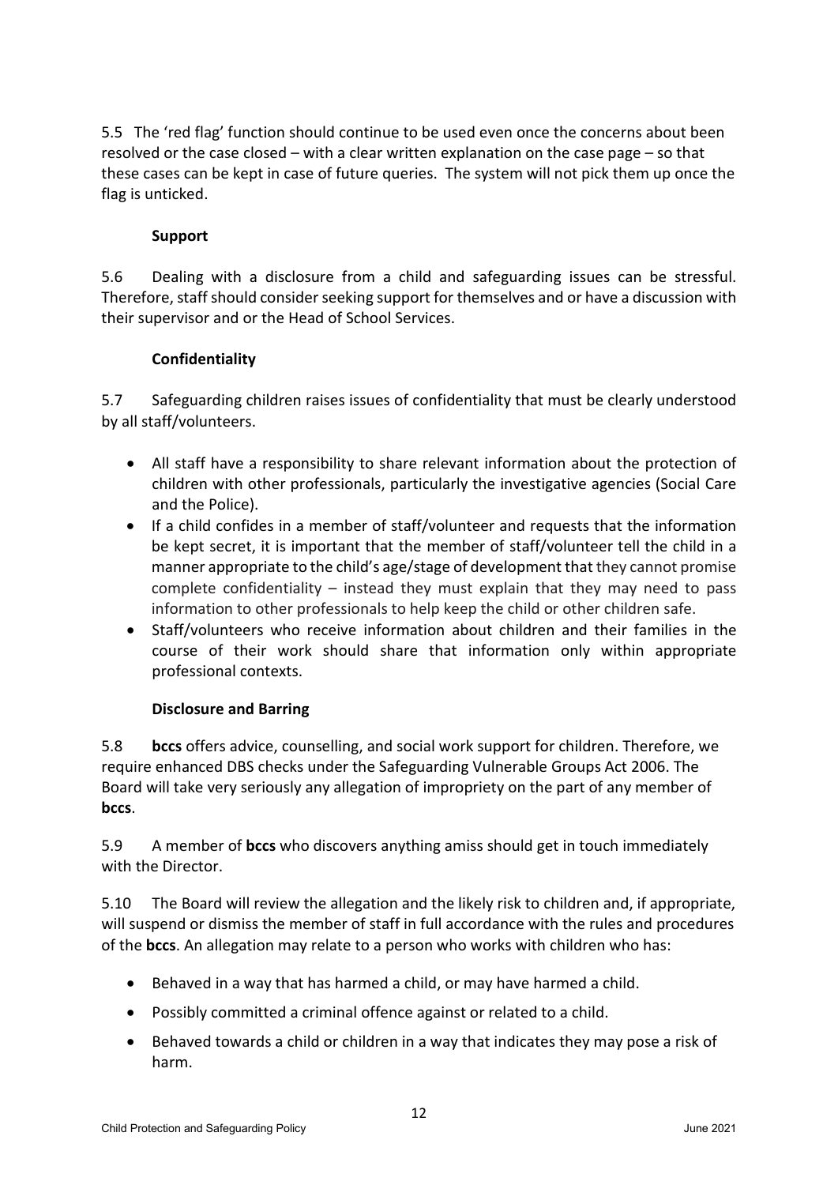5.5 The 'red flag' function should continue to be used even once the concerns about been resolved or the case closed – with a clear written explanation on the case page – so that these cases can be kept in case of future queries. The system will not pick them up once the flag is unticked.

**Support**

5.6 Dealing with a disclosure from a child and safeguarding issues can be stressful. Therefore, staff should consider seeking support for themselves and or have a discussion with their supervisor and or the Head of School Services.

**Confidentiality**

5.7 Safeguarding children raises issues of confidentiality that must be clearly understood by all staff/volunteers.

- All staff have a responsibility to share relevant information about the protection of children with other professionals, particularly the investigative agencies (Social Care and the Police).
- If a child confides in a member of staff/volunteer and requests that the information be kept secret, it is important that the member of staff/volunteer tell the child in a manner appropriate to the child's age/stage of development that they cannot promise complete confidentiality – instead they must explain that they may need to pass information to other professionals to help keep the child or other children safe.
- Staff/volunteers who receive information about children and their families in the course of their work should share that information only within appropriate professional contexts.

**Disclosure and Barring**

5.8 **bccs** offers advice, counselling, and social work support for children. Therefore, we require enhanced DBS checks under the Safeguarding Vulnerable Groups Act 2006. The Board will take very seriously any allegation of impropriety on the part of any member of **bccs**.

5.9 A member of **bccs** who discovers anything amiss should get in touch immediately with the Director.

5.10 The Board will review the allegation and the likely risk to children and, if appropriate, will suspend or dismiss the member of staff in full accordance with the rules and procedures of the **bccs**. An allegation may relate to a person who works with children who has:

- Behaved in a way that has harmed a child, or may have harmed a child.
- Possibly committed a criminal offence against or related to a child.
- Behaved towards a child or children in a way that indicates they may pose a risk of harm.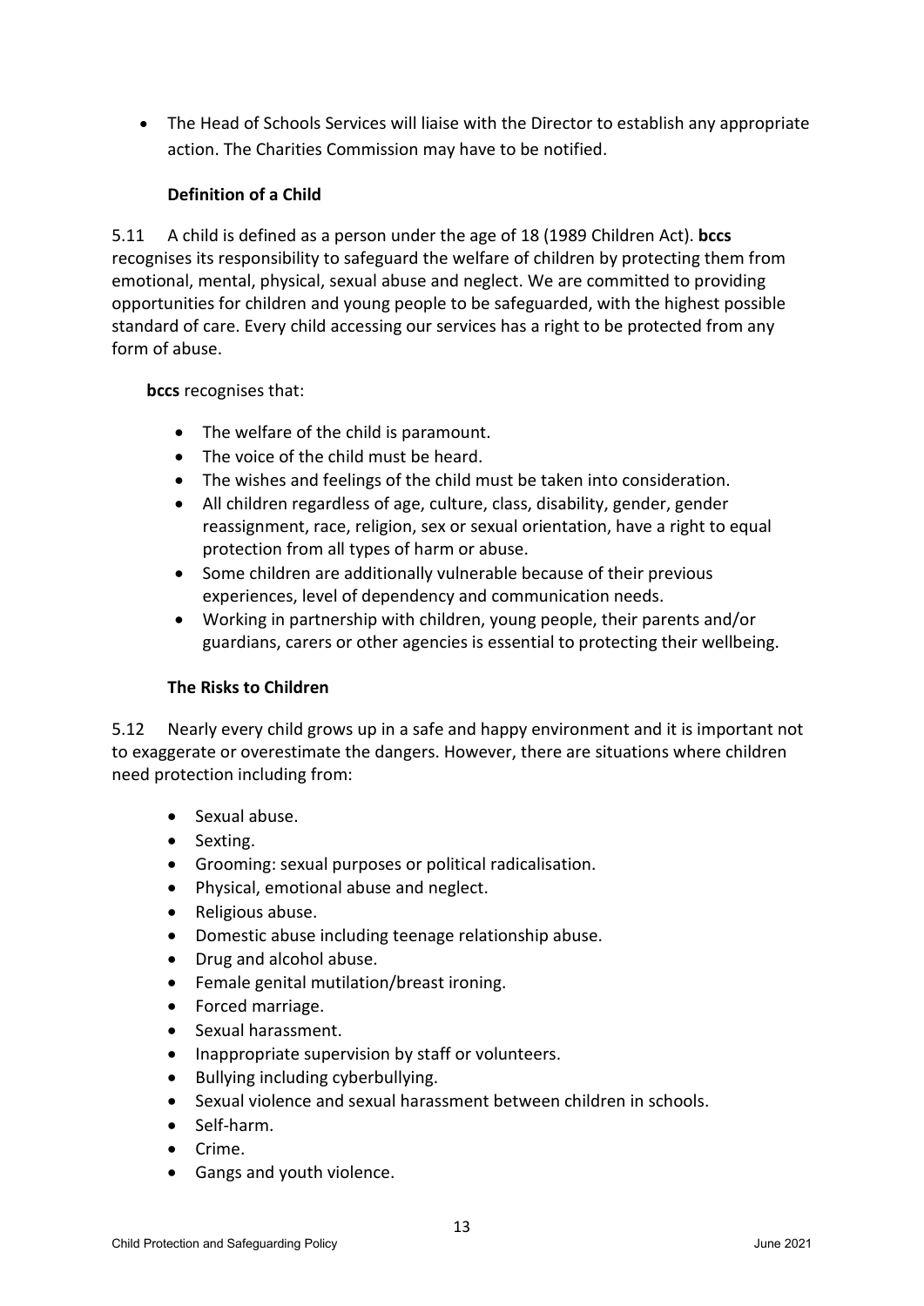- The Head of Schools Services will liaise with the Director to establish any appropriate action. The Charities Commission may have to be notified.

### Definition of a Child

5.11 A child is defined as a person under the age of 18 (1989 Children Act). **bccs** recognises its responsibility to safeguard the welfare of children by protecting them from emotional, mental, physical, sexual abuse and neglect. We are committed to providing opportunities for children and young people to be safeguarded, with the highest possible standard of care. Every child accessing our services has a right to be protected from any form of abuse.

**bccs** recognises that:

- The welfare of the child is paramount.
- The voice of the child must be heard.
- The wishes and feelings of the child must be taken into consideration.
- All children regardless of age, culture, class, disability, gender, gender reassignment, race, religion, sex or sexual orientation, have a right to equal protection from all types of harm or abuse.
- Some children are additionally vulnerable because of their previous experiences, level of dependency and communication needs.
- Working in partnership with children, young people, their parents and/or guardians, carers or other agencies is essential to protecting their wellbeing.

### The Risks to Children

5.12 Nearly every child grows up in a safe and happy environment and it is important not to exaggerate or overestimate the dangers. However, there are situations where children need protection including from:

- Sexual abuse.
- Sexting.
- Grooming: sexual purposes or political radicalisation.
- Physical, emotional abuse and neglect.
- Religious abuse.
- Domestic abuse including teenage relationship abuse.
- Drug and alcohol abuse.
- Female genital mutilation/breast ironing.
- Forced marriage.
- Sexual harassment.
- Inappropriate supervision by staff or volunteers.
- Bullying including cyberbullying.
- Sexual violence and sexual harassment between children in schools.
- Self-harm.
- Crime.
- Gangs and youth violence.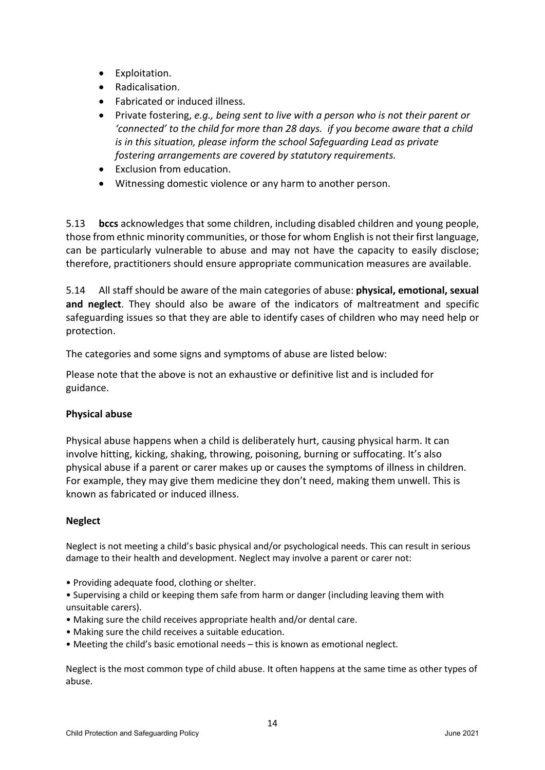- Exploitation.
- Radicalisation.
- Fabricated or induced illness.
- Private fostering, *e.g., being sent to live with a person who is not their parent or 'connected' to the child for more than 28 days. if you become aware that a child is in this situation, please inform the school Safeguarding Lead as private fostering arrangements are covered by statutory requirements.*
- Exclusion from education.
- Witnessing domestic violence or any harm to another person.

5.13 **bccs** acknowledges that some children, including disabled children and young people, those from ethnic minority communities, or those for whom English is not their first language, can be particularly vulnerable to abuse and may not have the capacity to easily disclose; therefore, practitioners should ensure appropriate communication measures are available.

5.14 All staff should be aware of the main categories of abuse: **physical, emotional, sexual and neglect**. They should also be aware of the indicators of maltreatment and specific safeguarding issues so that they are able to identify cases of children who may need help or protection.

The categories and some signs and symptoms of abuse are listed below:

Please note that the above is not an exhaustive or definitive list and is included for guidance.

**Physical abuse**

Physical abuse happens when a child is deliberately hurt, causing physical harm. It can involve hitting, kicking, shaking, throwing, poisoning, burning or suffocating. It's also physical abuse if a parent or carer makes up or causes the symptoms of illness in children. For example, they may give them medicine they don't need, making them unwell. This is known as fabricated or induced illness.

**Neglect**

Neglect is not meeting a child's basic physical and/or psychological needs. This can result in serious damage to their health and development. Neglect may involve a parent or carer not:

- Providing adequate food, clothing or shelter.
- Supervising a child or keeping them safe from harm or danger (including leaving them with unsuitable carers).
- Making sure the child receives appropriate health and/or dental care.
- Making sure the child receives a suitable education.
- Meeting the child's basic emotional needs – this is known as emotional neglect.

Neglect is the most common type of child abuse. It often happens at the same time as other types of abuse.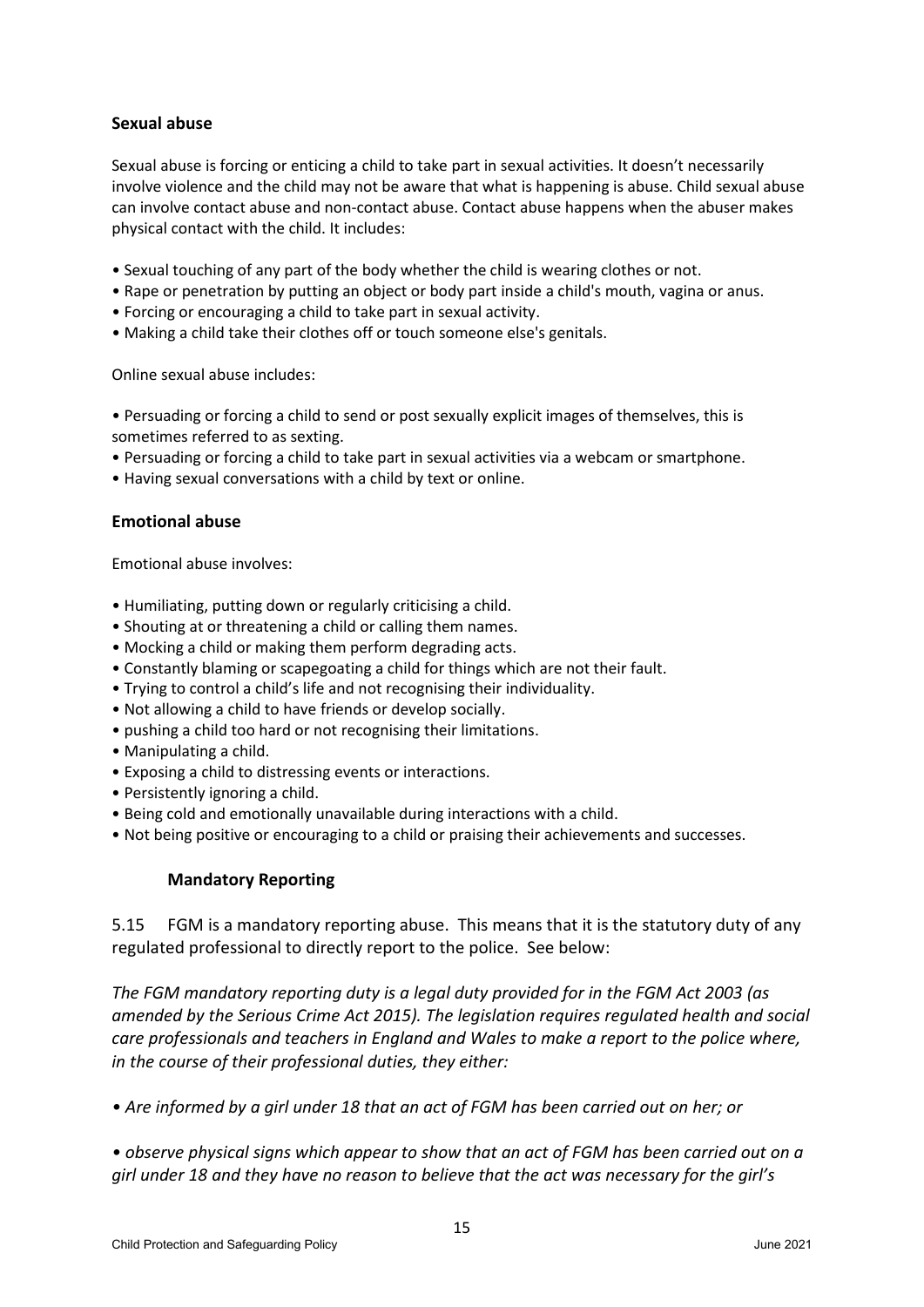### Sexual abuse

Sexual abuse is forcing or enticing a child to take part in sexual activities. It doesn't necessarily involve violence and the child may not be aware that what is happening is abuse. Child sexual abuse can involve contact abuse and non-contact abuse. Contact abuse happens when the abuser makes physical contact with the child. It includes:

- Sexual touching of any part of the body whether the child is wearing clothes or not.
- Rape or penetration by putting an object or body part inside a child's mouth, vagina or anus.
- Forcing or encouraging a child to take part in sexual activity.
- Making a child take their clothes off or touch someone else's genitals.

Online sexual abuse includes:

- Persuading or forcing a child to send or post sexually explicit images of themselves, this is sometimes referred to as sexting.
- Persuading or forcing a child to take part in sexual activities via a webcam or smartphone.
- Having sexual conversations with a child by text or online.

### Emotional abuse

Emotional abuse involves:

- Humiliating, putting down or regularly criticising a child.
- Shouting at or threatening a child or calling them names.
- Mocking a child or making them perform degrading acts.
- Constantly blaming or scapegoating a child for things which are not their fault.
- Trying to control a child's life and not recognising their individuality.
- Not allowing a child to have friends or develop socially.
- pushing a child too hard or not recognising their limitations.
- Manipulating a child.
- Exposing a child to distressing events or interactions.
- Persistently ignoring a child.
- Being cold and emotionally unavailable during interactions with a child.
- Not being positive or encouraging to a child or praising their achievements and successes.

### Mandatory Reporting

5.15 FGM is a mandatory reporting abuse. This means that it is the statutory duty of any regulated professional to directly report to the police. See below:

*The FGM mandatory reporting duty is a legal duty provided for in the FGM Act 2003 (as amended by the Serious Crime Act 2015). The legislation requires regulated health and social care professionals and teachers in England and Wales to make a report to the police where, in the course of their professional duties, they either:*

- *Are informed by a girl under 18 that an act of FGM has been carried out on her; or*

- *observe physical signs which appear to show that an act of FGM has been carried out on a girl under 18 and they have no reason to believe that the act was necessary for the girl's*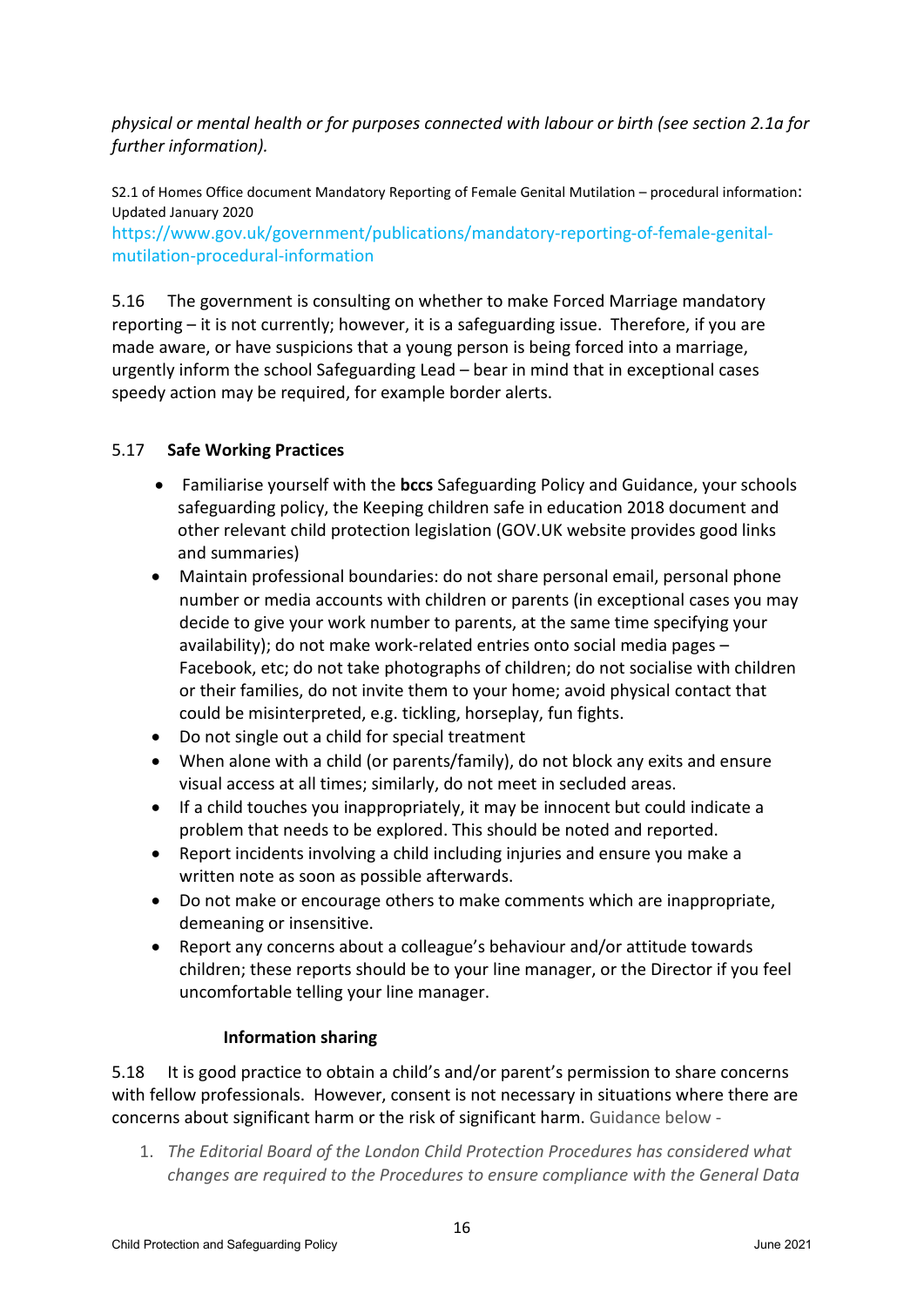*physical or mental health or for purposes connected with labour or birth (see section 2.1a for further information).*

S2.1 of Homes Office document Mandatory Reporting of Female Genital Mutilation – procedural information: Updated January 2020
https://www.gov.uk/government/publications/mandatory-reporting-of-female-genital-mutilation-procedural-information

5.16 The government is consulting on whether to make Forced Marriage mandatory reporting – it is not currently; however, it is a safeguarding issue. Therefore, if you are made aware, or have suspicions that a young person is being forced into a marriage, urgently inform the school Safeguarding Lead – bear in mind that in exceptional cases speedy action may be required, for example border alerts.

5.17 **Safe Working Practices**

- Familiarise yourself with the **bccs** Safeguarding Policy and Guidance, your schools safeguarding policy, the Keeping children safe in education 2018 document and other relevant child protection legislation (GOV.UK website provides good links and summaries)
- Maintain professional boundaries: do not share personal email, personal phone number or media accounts with children or parents (in exceptional cases you may decide to give your work number to parents, at the same time specifying your availability); do not make work-related entries onto social media pages – Facebook, etc; do not take photographs of children; do not socialise with children or their families, do not invite them to your home; avoid physical contact that could be misinterpreted, e.g. tickling, horseplay, fun fights.
- Do not single out a child for special treatment
- When alone with a child (or parents/family), do not block any exits and ensure visual access at all times; similarly, do not meet in secluded areas.
- If a child touches you inappropriately, it may be innocent but could indicate a problem that needs to be explored. This should be noted and reported.
- Report incidents involving a child including injuries and ensure you make a written note as soon as possible afterwards.
- Do not make or encourage others to make comments which are inappropriate, demeaning or insensitive.
- Report any concerns about a colleague's behaviour and/or attitude towards children; these reports should be to your line manager, or the Director if you feel uncomfortable telling your line manager.

**Information sharing**

5.18 It is good practice to obtain a child's and/or parent's permission to share concerns with fellow professionals. However, consent is not necessary in situations where there are concerns about significant harm or the risk of significant harm. Guidance below -

1. *The Editorial Board of the London Child Protection Procedures has considered what changes are required to the Procedures to ensure compliance with the General Data*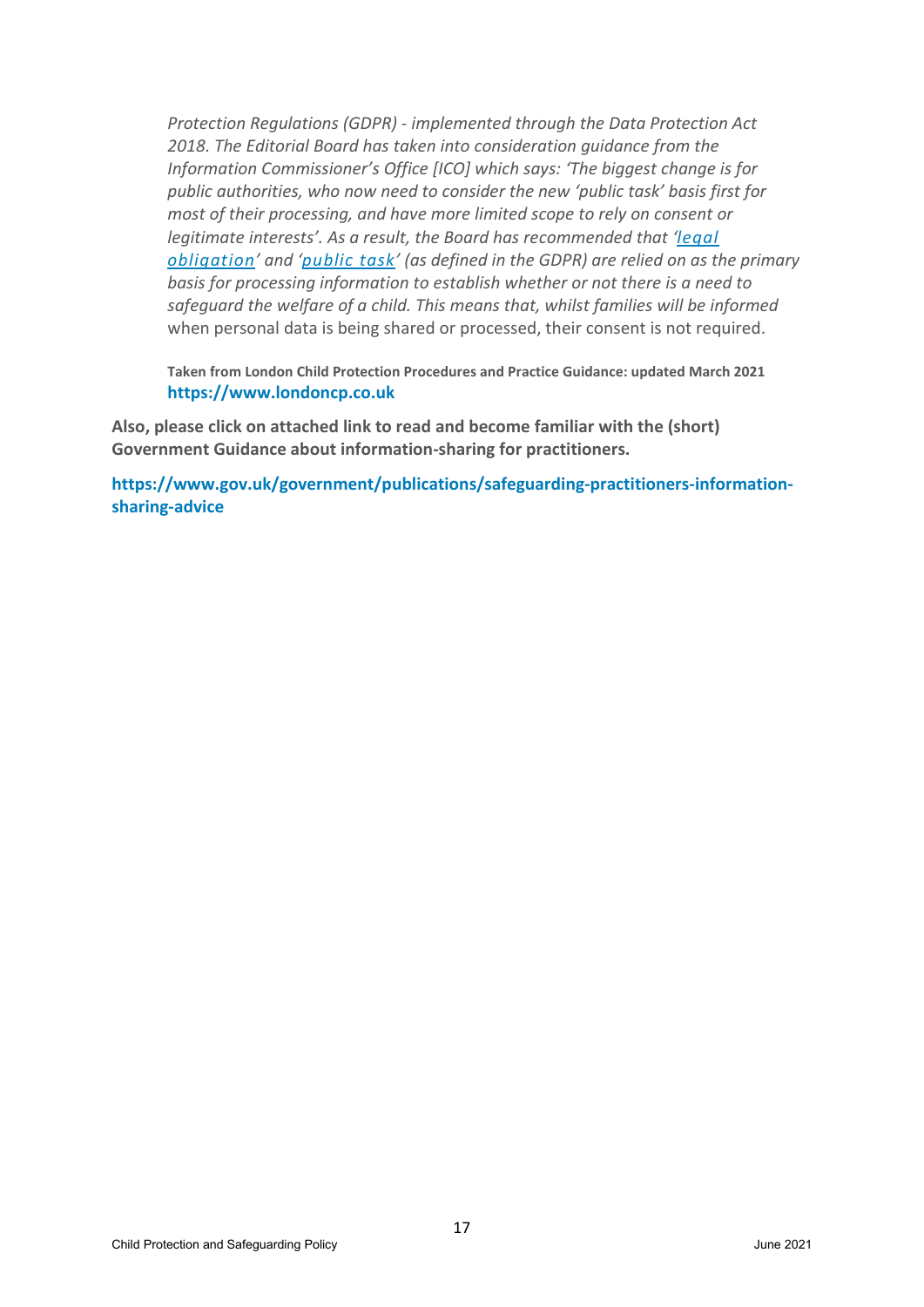*Protection Regulations (GDPR) - implemented through the Data Protection Act 2018. The Editorial Board has taken into consideration guidance from the Information Commissioner's Office [ICO] which says: 'The biggest change is for public authorities, who now need to consider the new 'public task' basis first for most of their processing, and have more limited scope to rely on consent or legitimate interests'. As a result, the Board has recommended that '[legal obligation](#)' and '[public task](#)' (as defined in the GDPR) are relied on as the primary basis for processing information to establish whether or not there is a need to safeguard the welfare of a child. This means that, whilst families will be informed* when personal data is being shared or processed, their consent is not required.

**Taken from London Child Protection Procedures and Practice Guidance: updated March 2021**
**https://www.londoncp.co.uk**

**Also, please click on attached link to read and become familiar with the (short) Government Guidance about information-sharing for practitioners.**

**https://www.gov.uk/government/publications/safeguarding-practitioners-information-sharing-advice**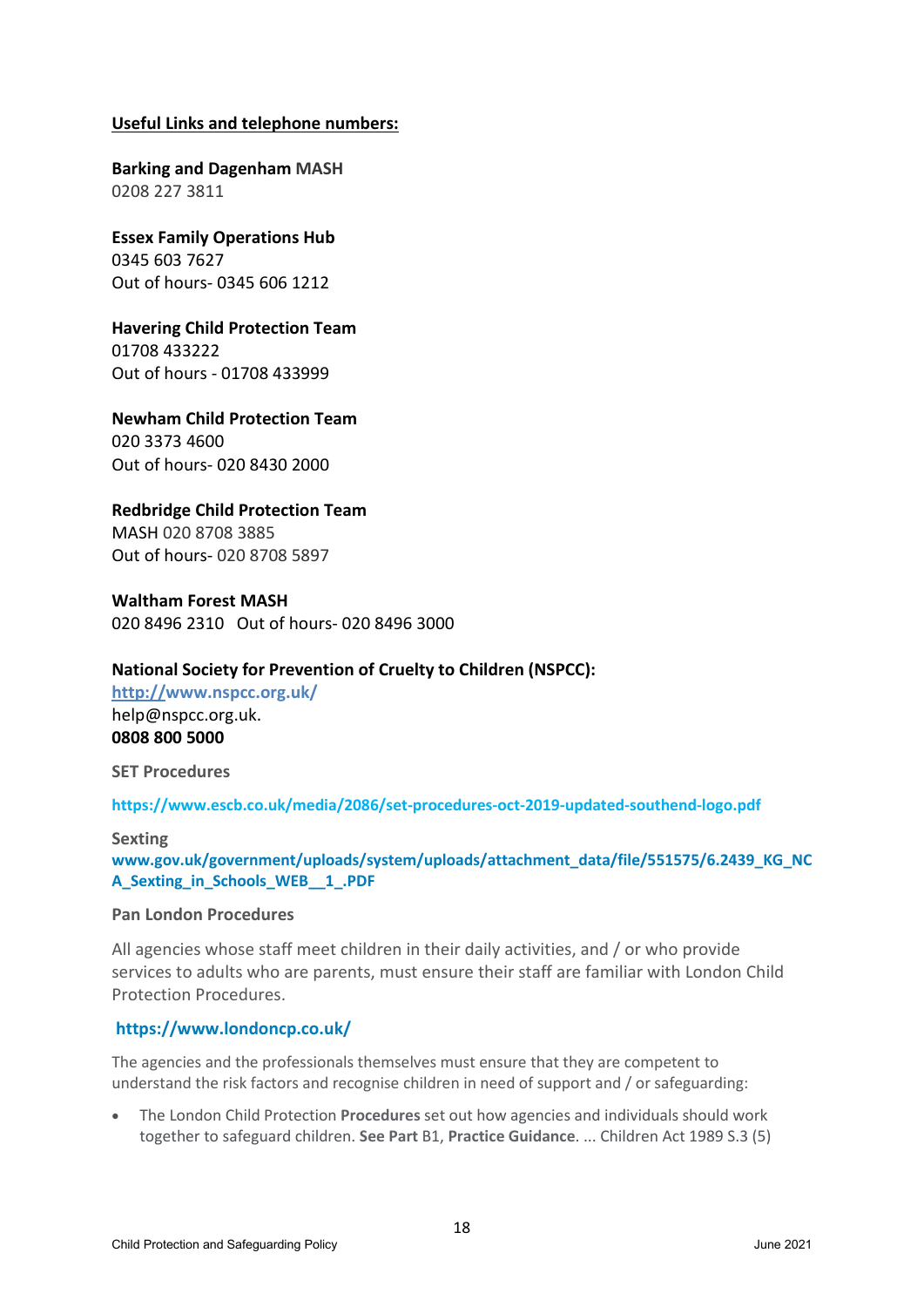**Useful Links and telephone numbers:**

**Barking and Dagenham MASH**
0208 227 3811

**Essex Family Operations Hub**
0345 603 7627
Out of hours- 0345 606 1212

**Havering Child Protection Team**
01708 433222
Out of hours - 01708 433999

**Newham Child Protection Team**
020 3373 4600
Out of hours- 020 8430 2000

**Redbridge Child Protection Team**
MASH 020 8708 3885
Out of hours- 020 8708 5897

**Waltham Forest MASH**
020 8496 2310 Out of hours- 020 8496 3000

**National Society for Prevention of Cruelty to Children (NSPCC):**
http://www.nspcc.org.uk/
help@nspcc.org.uk.
**0808 800 5000**

**SET Procedures**

**https://www.escb.co.uk/media/2086/set-procedures-oct-2019-updated-southend-logo.pdf**

**Sexting**
**www.gov.uk/government/uploads/system/uploads/attachment_data/file/551575/6.2439_KG_NCA_Sexting_in_Schools_WEB__1_.PDF**

**Pan London Procedures**

All agencies whose staff meet children in their daily activities, and / or who provide services to adults who are parents, must ensure their staff are familiar with London Child Protection Procedures.

**https://www.londoncp.co.uk/**

The agencies and the professionals themselves must ensure that they are competent to understand the risk factors and recognise children in need of support and / or safeguarding:

- The London Child Protection **Procedures** set out how agencies and individuals should work together to safeguard children. **See Part** B1, **Practice Guidance**. ... Children Act 1989 S.3 (5)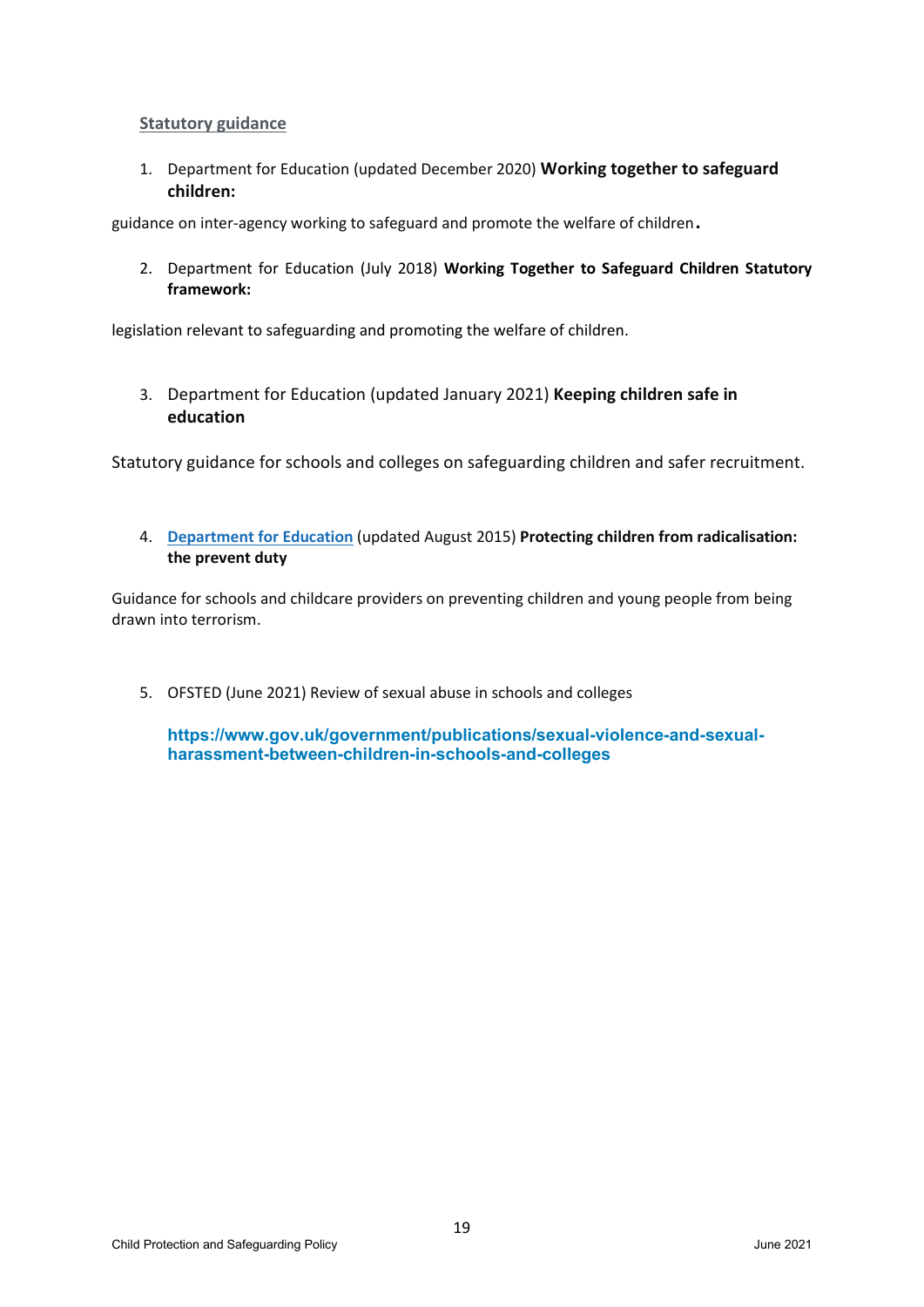## Statutory guidance

1. Department for Education (updated December 2020) **Working together to safeguard children:**

guidance on inter-agency working to safeguard and promote the welfare of children.

2. Department for Education (July 2018) **Working Together to Safeguard Children Statutory framework:**

legislation relevant to safeguarding and promoting the welfare of children.

3. Department for Education (updated January 2021) **Keeping children safe in education**

Statutory guidance for schools and colleges on safeguarding children and safer recruitment.

4. Department for Education (updated August 2015) **Protecting children from radicalisation: the prevent duty**

Guidance for schools and childcare providers on preventing children and young people from being drawn into terrorism.

5. OFSTED (June 2021) Review of sexual abuse in schools and colleges

   **https://www.gov.uk/government/publications/sexual-violence-and-sexual-harassment-between-children-in-schools-and-colleges**